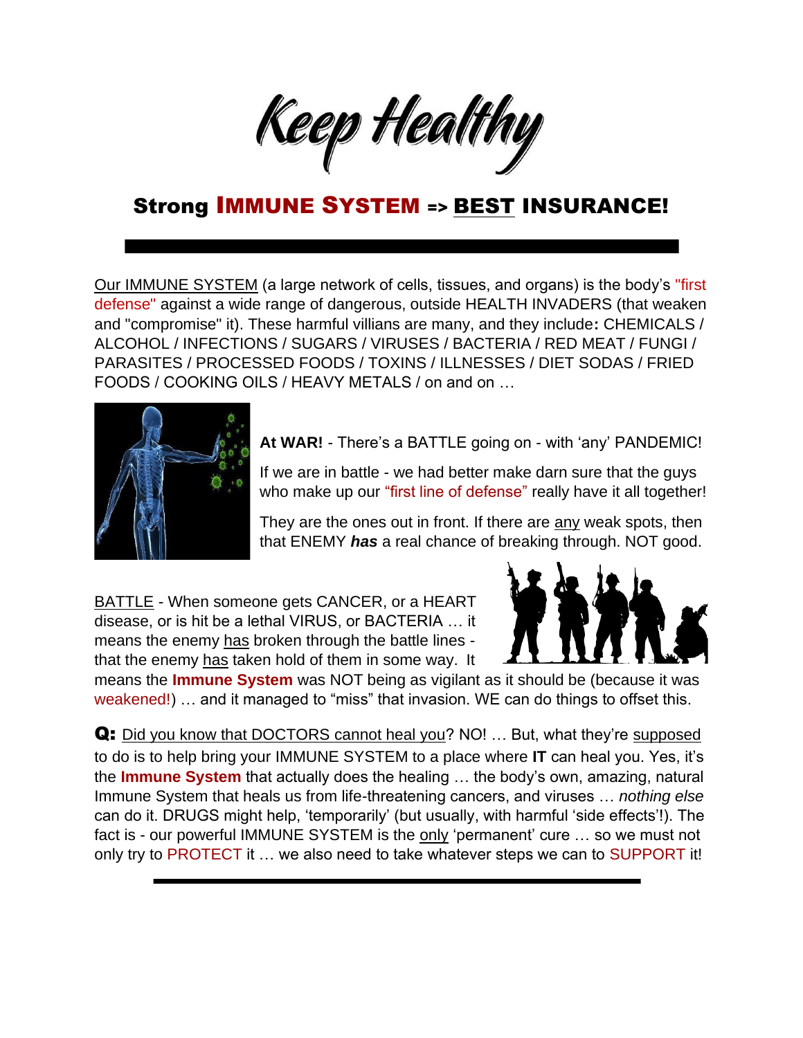# Keep Healthy

## Strong IMMUNE SYSTEM => BEST INSURANCE!

Our IMMUNE SYSTEM (a large network of cells, tissues, and organs) is the body's "first defense" against a wide range of dangerous, outside HEALTH INVADERS (that weaken and "compromise" it). These harmful villians are many, and they include**:** CHEMICALS / ALCOHOL / INFECTIONS / SUGARS / VIRUSES / BACTERIA / RED MEAT / FUNGI / PARASITES / PROCESSED FOODS / TOXINS / ILLNESSES / DIET SODAS / FRIED FOODS / COOKING OILS / HEAVY METALS / on and on …

**At WAR!** - There's a BATTLE going on - with 'any' PANDEMIC!

If we are in battle - we had better make darn sure that the guys who make up our "first line of defense" really have it all together!

They are the ones out in front. If there are any weak spots, then that ENEMY ***has*** a real chance of breaking through. NOT good.

BATTLE - When someone gets CANCER, or a HEART disease, or is hit be a lethal VIRUS, or BACTERIA … it means the enemy has broken through the battle lines - that the enemy has taken hold of them in some way. It means the **Immune System** was NOT being as vigilant as it should be (because it was weakened!) … and it managed to "miss" that invasion. WE can do things to offset this.

**Q:** Did you know that DOCTORS cannot heal you? NO! … But, what they're supposed to do is to help bring your IMMUNE SYSTEM to a place where **IT** can heal you. Yes, it's the **Immune System** that actually does the healing … the body's own, amazing, natural Immune System that heals us from life-threatening cancers, and viruses … *nothing else* can do it. DRUGS might help, 'temporarily' (but usually, with harmful 'side effects'!). The fact is - our powerful IMMUNE SYSTEM is the only 'permanent' cure … so we must not only try to PROTECT it … we also need to take whatever steps we can to SUPPORT it!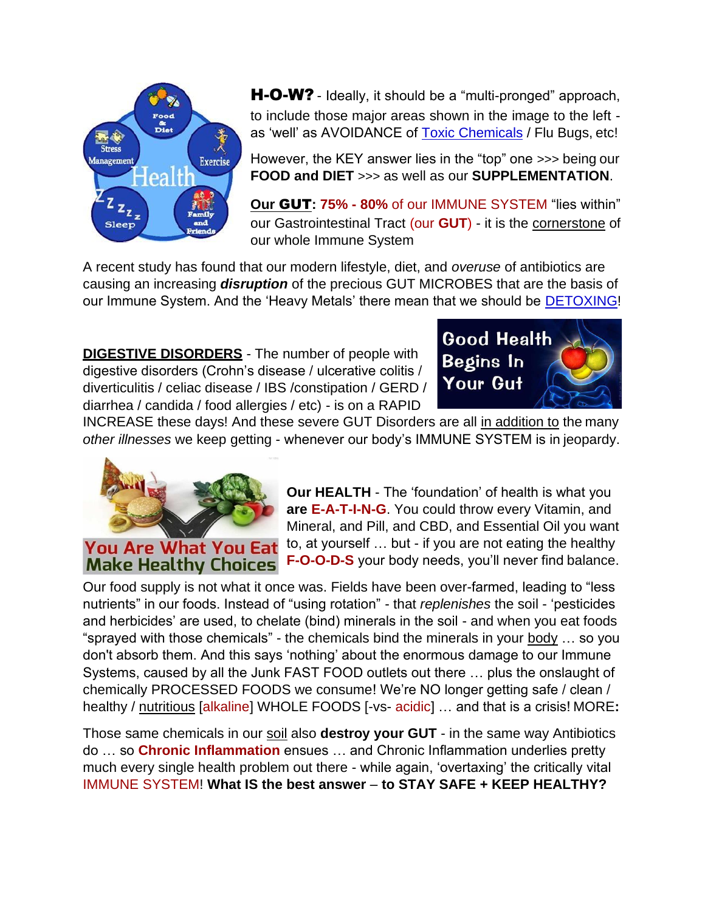**H-O-W?** - Ideally, it should be a "multi-pronged" approach, to include those major areas shown in the image to the left - as 'well' as AVOIDANCE of Toxic Chemicals / Flu Bugs, etc!

However, the KEY answer lies in the "top" one >>> being our **FOOD and DIET** >>> as well as our **SUPPLEMENTATION**.

**Our GUT: 75% - 80%** of our IMMUNE SYSTEM "lies within" our Gastrointestinal Tract (our **GUT**) - it is the cornerstone of our whole Immune System

A recent study has found that our modern lifestyle, diet, and *overuse* of antibiotics are causing an increasing ***disruption*** of the precious GUT MICROBES that are the basis of our Immune System. And the 'Heavy Metals' there mean that we should be DETOXING!

**DIGESTIVE DISORDERS** - The number of people with digestive disorders (Crohn's disease / ulcerative colitis / diverticulitis / celiac disease / IBS /constipation / GERD / diarrhea / candida / food allergies / etc) - is on a RAPID INCREASE these days! And these severe GUT Disorders are all in addition to the many *other illnesses* we keep getting - whenever our body's IMMUNE SYSTEM is in jeopardy.

**Our HEALTH** - The 'foundation' of health is what you **are E-A-T-I-N-G**. You could throw every Vitamin, and Mineral, and Pill, and CBD, and Essential Oil you want to, at yourself … but - if you are not eating the healthy **F-O-O-D-S** your body needs, you'll never find balance.

Our food supply is not what it once was. Fields have been over-farmed, leading to "less nutrients" in our foods. Instead of "using rotation" - that *replenishes* the soil - 'pesticides and herbicides' are used, to chelate (bind) minerals in the soil - and when you eat foods "sprayed with those chemicals" - the chemicals bind the minerals in your body … so you don't absorb them. And this says 'nothing' about the enormous damage to our Immune Systems, caused by all the Junk FAST FOOD outlets out there … plus the onslaught of chemically PROCESSED FOODS we consume! We're NO longer getting safe / clean / healthy / nutritious [alkaline] WHOLE FOODS [-vs- acidic] … and that is a crisis! MORE**:**

Those same chemicals in our soil also **destroy your GUT** - in the same way Antibiotics do … so **Chronic Inflammation** ensues … and Chronic Inflammation underlies pretty much every single health problem out there - while again, 'overtaxing' the critically vital IMMUNE SYSTEM! **What IS the best answer – to STAY SAFE + KEEP HEALTHY?**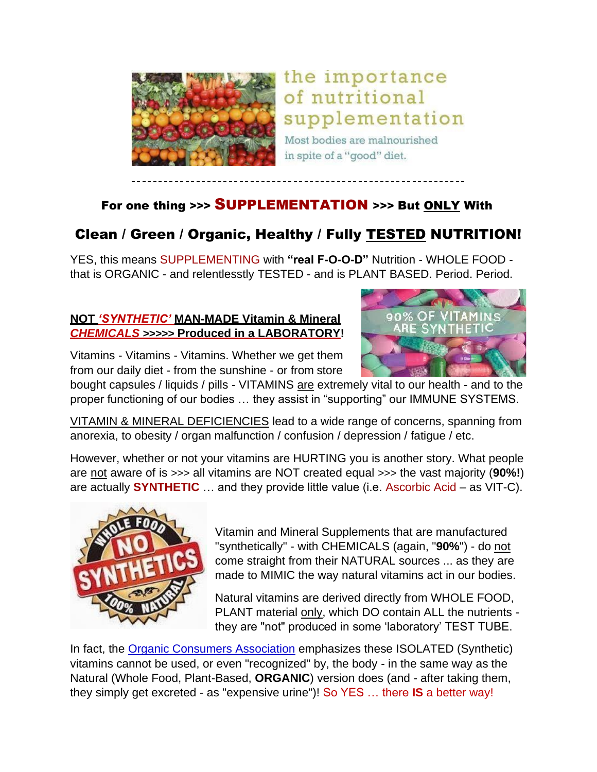the importance of nutritional supplementation

Most bodies are malnourished in spite of a "good" diet.

---

### For one thing >>> SUPPLEMENTATION >>> But ONLY With

### Clean / Green / Organic, Healthy / Fully TESTED NUTRITION!

YES, this means SUPPLEMENTING with **"real F-O-O-D"** Nutrition - WHOLE FOOD - that is ORGANIC - and relentlesstly TESTED - and is PLANT BASED. Period. Period.

**NOT *'SYNTHETIC'* MAN-MADE Vitamin & Mineral *CHEMICALS* >>>>> Produced in a LABORATORY!**

Vitamins - Vitamins - Vitamins. Whether we get them from our daily diet - from the sunshine - or from store bought capsules / liquids / pills - VITAMINS are extremely vital to our health - and to the proper functioning of our bodies … they assist in "supporting" our IMMUNE SYSTEMS.

VITAMIN & MINERAL DEFICIENCIES lead to a wide range of concerns, spanning from anorexia, to obesity / organ malfunction / confusion / depression / fatigue / etc.

However, whether or not your vitamins are HURTING you is another story. What people are not aware of is >>> all vitamins are NOT created equal >>> the vast majority (**90%!**) are actually **SYNTHETIC** … and they provide little value (i.e. Ascorbic Acid – as VIT-C).

Vitamin and Mineral Supplements that are manufactured "synthetically" - with CHEMICALS (again, "**90%**") - do not come straight from their NATURAL sources ... as they are made to MIMIC the way natural vitamins act in our bodies.

Natural vitamins are derived directly from WHOLE FOOD, PLANT material only, which DO contain ALL the nutrients - they are "not" produced in some 'laboratory' TEST TUBE.

In fact, the Organic Consumers Association emphasizes these ISOLATED (Synthetic) vitamins cannot be used, or even "recognized" by, the body - in the same way as the Natural (Whole Food, Plant-Based, **ORGANIC**) version does (and - after taking them, they simply get excreted - as "expensive urine")! So YES … there **IS** a better way!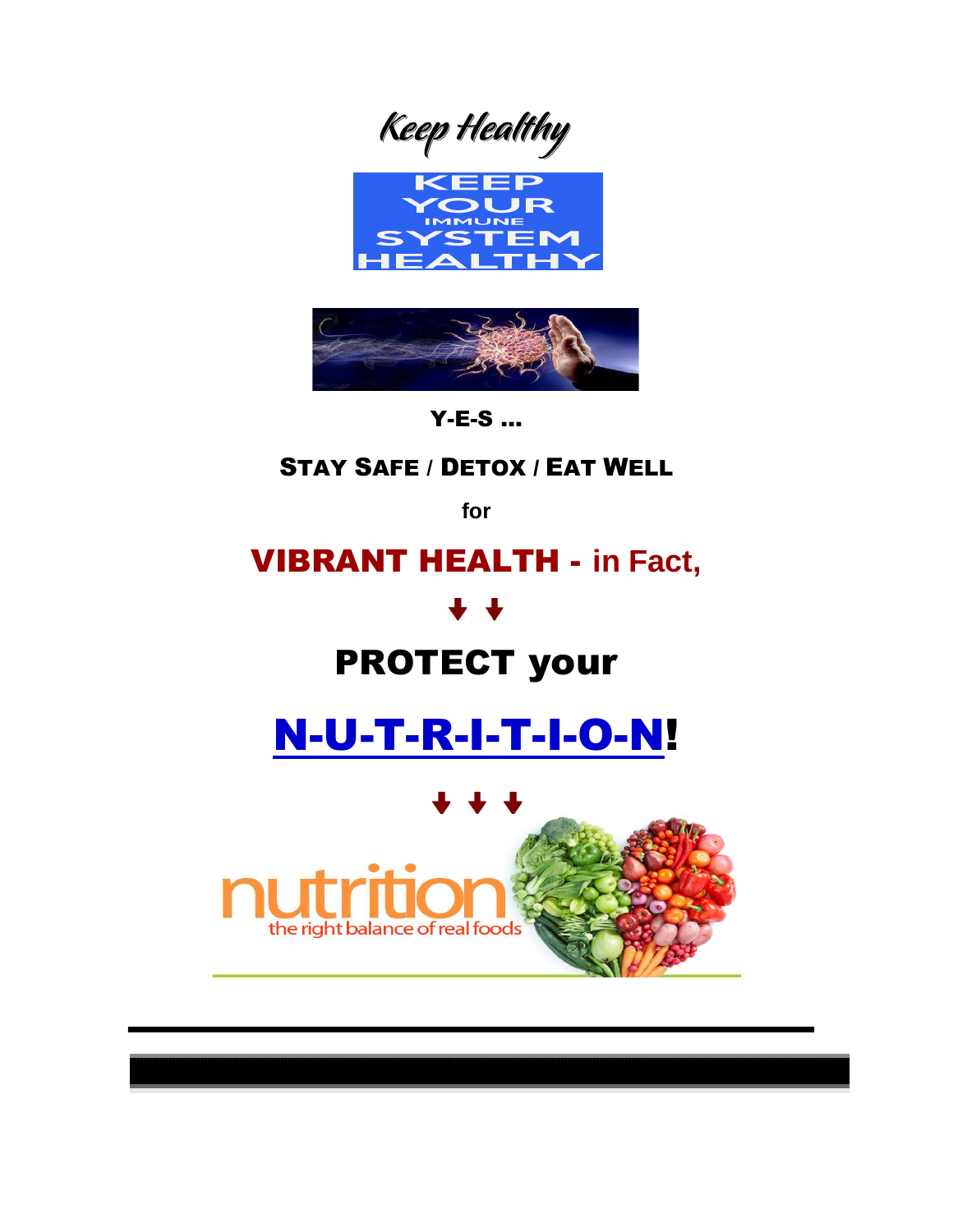*Keep Healthy*

KEEP YOUR IMMUNE SYSTEM HEALTHY

**Y-E-S …**

**STAY SAFE / DETOX / EAT WELL**

**for**

## VIBRANT HEALTH - in Fact,

↓ ↓

## PROTECT your

# N-U-T-R-I-T-I-O-N!

↓ ↓ ↓

nutrition

the right balance of real foods